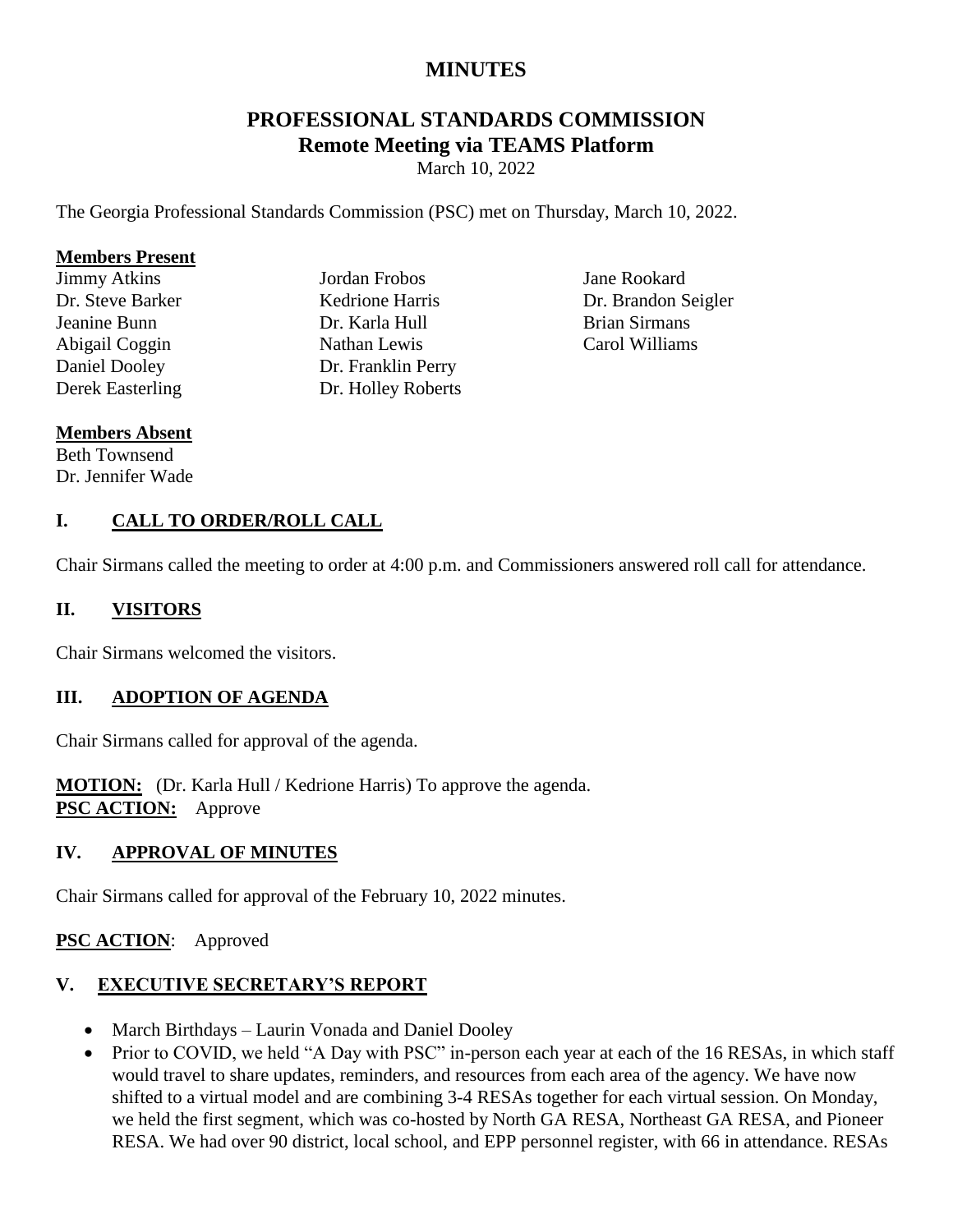# MINUTES

## PROFESSIONAL STANDARDS COMMISSION
### Remote Meeting via TEAMS Platform

March 10, 2022

The Georgia Professional Standards Commission (PSC) met on Thursday, March 10, 2022.

**Members Present**

Jimmy Atkins
Dr. Steve Barker
Jeanine Bunn
Abigail Coggin
Daniel Dooley
Derek Easterling
Jordan Frobos
Kedrione Harris
Dr. Karla Hull
Nathan Lewis
Dr. Franklin Perry
Dr. Holley Roberts
Jane Rookard
Dr. Brandon Seigler
Brian Sirmans
Carol Williams

**Members Absent**

Beth Townsend
Dr. Jennifer Wade

## I. CALL TO ORDER/ROLL CALL

Chair Sirmans called the meeting to order at 4:00 p.m. and Commissioners answered roll call for attendance.

## II. VISITORS

Chair Sirmans welcomed the visitors.

## III. ADOPTION OF AGENDA

Chair Sirmans called for approval of the agenda.

**MOTION:** (Dr. Karla Hull / Kedrione Harris) To approve the agenda.
**PSC ACTION:** Approve

## IV. APPROVAL OF MINUTES

Chair Sirmans called for approval of the February 10, 2022 minutes.

**PSC ACTION**: Approved

## V. EXECUTIVE SECRETARY'S REPORT

- March Birthdays – Laurin Vonada and Daniel Dooley
- Prior to COVID, we held "A Day with PSC" in-person each year at each of the 16 RESAs, in which staff would travel to share updates, reminders, and resources from each area of the agency. We have now shifted to a virtual model and are combining 3-4 RESAs together for each virtual session. On Monday, we held the first segment, which was co-hosted by North GA RESA, Northeast GA RESA, and Pioneer RESA. We had over 90 district, local school, and EPP personnel register, with 66 in attendance. RESAs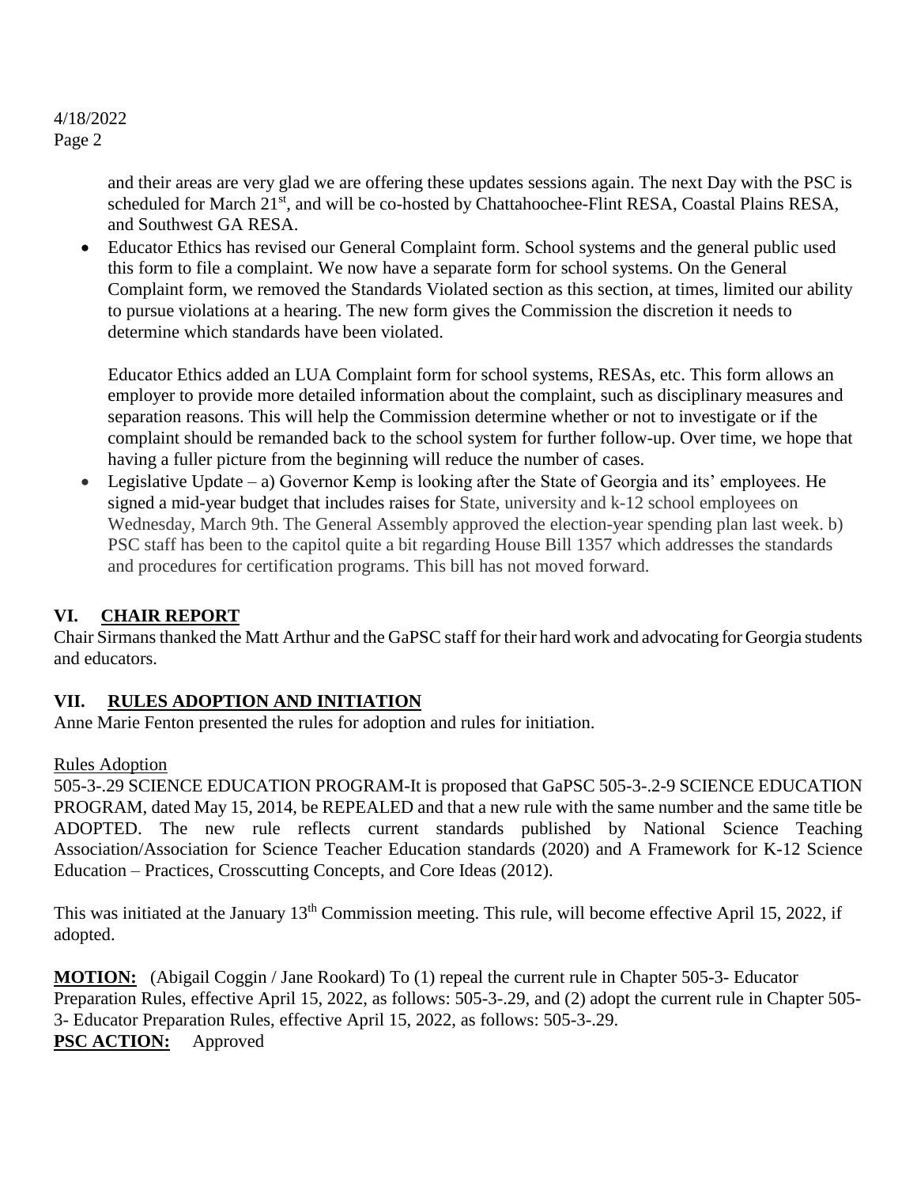and their areas are very glad we are offering these updates sessions again. The next Day with the PSC is scheduled for March 21st, and will be co-hosted by Chattahoochee-Flint RESA, Coastal Plains RESA, and Southwest GA RESA.

- Educator Ethics has revised our General Complaint form. School systems and the general public used this form to file a complaint. We now have a separate form for school systems. On the General Complaint form, we removed the Standards Violated section as this section, at times, limited our ability to pursue violations at a hearing. The new form gives the Commission the discretion it needs to determine which standards have been violated.

  Educator Ethics added an LUA Complaint form for school systems, RESAs, etc. This form allows an employer to provide more detailed information about the complaint, such as disciplinary measures and separation reasons. This will help the Commission determine whether or not to investigate or if the complaint should be remanded back to the school system for further follow-up. Over time, we hope that having a fuller picture from the beginning will reduce the number of cases.
- Legislative Update – a) Governor Kemp is looking after the State of Georgia and its' employees. He signed a mid-year budget that includes raises for State, university and k-12 school employees on Wednesday, March 9th. The General Assembly approved the election-year spending plan last week. b) PSC staff has been to the capitol quite a bit regarding House Bill 1357 which addresses the standards and procedures for certification programs. This bill has not moved forward.

## VI. CHAIR REPORT

Chair Sirmans thanked the Matt Arthur and the GaPSC staff for their hard work and advocating for Georgia students and educators.

## VII. RULES ADOPTION AND INITIATION

Anne Marie Fenton presented the rules for adoption and rules for initiation.

Rules Adoption

505-3-.29 SCIENCE EDUCATION PROGRAM-It is proposed that GaPSC 505-3-.2-9 SCIENCE EDUCATION PROGRAM, dated May 15, 2014, be REPEALED and that a new rule with the same number and the same title be ADOPTED. The new rule reflects current standards published by National Science Teaching Association/Association for Science Teacher Education standards (2020) and A Framework for K-12 Science Education – Practices, Crosscutting Concepts, and Core Ideas (2012).

This was initiated at the January 13th Commission meeting. This rule, will become effective April 15, 2022, if adopted.

**MOTION:** (Abigail Coggin / Jane Rookard) To (1) repeal the current rule in Chapter 505-3- Educator Preparation Rules, effective April 15, 2022, as follows: 505-3-.29, and (2) adopt the current rule in Chapter 505-3- Educator Preparation Rules, effective April 15, 2022, as follows: 505-3-.29.
**PSC ACTION:** Approved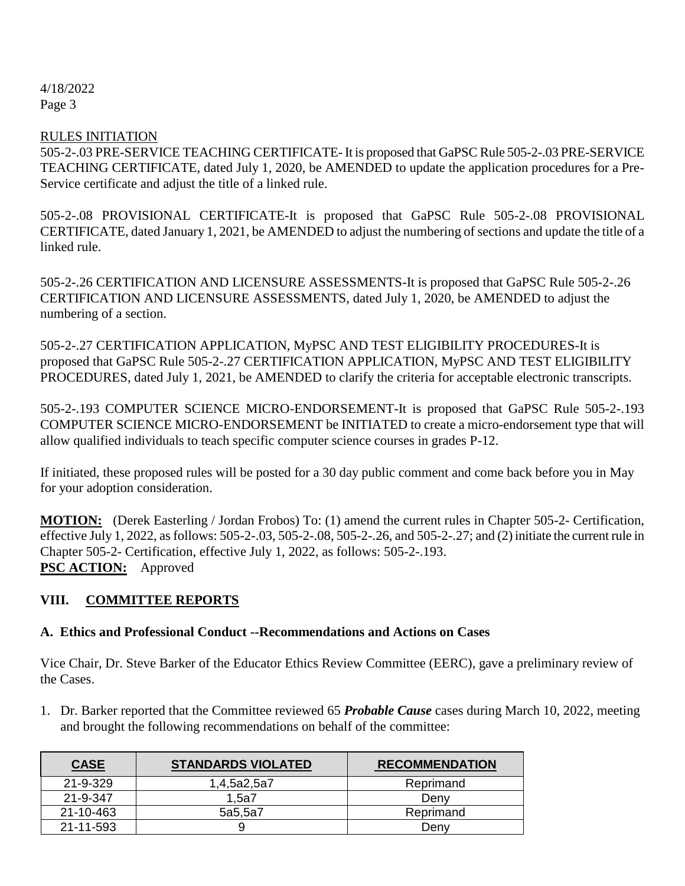4/18/2022
Page 3

RULES INITIATION

505-2-.03 PRE-SERVICE TEACHING CERTIFICATE- It is proposed that GaPSC Rule 505-2-.03 PRE-SERVICE TEACHING CERTIFICATE, dated July 1, 2020, be AMENDED to update the application procedures for a Pre-Service certificate and adjust the title of a linked rule.

505-2-.08 PROVISIONAL CERTIFICATE-It is proposed that GaPSC Rule 505-2-.08 PROVISIONAL CERTIFICATE, dated January 1, 2021, be AMENDED to adjust the numbering of sections and update the title of a linked rule.

505-2-.26 CERTIFICATION AND LICENSURE ASSESSMENTS-It is proposed that GaPSC Rule 505-2-.26 CERTIFICATION AND LICENSURE ASSESSMENTS, dated July 1, 2020, be AMENDED to adjust the numbering of a section.

505-2-.27 CERTIFICATION APPLICATION, MyPSC AND TEST ELIGIBILITY PROCEDURES-It is proposed that GaPSC Rule 505-2-.27 CERTIFICATION APPLICATION, MyPSC AND TEST ELIGIBILITY PROCEDURES, dated July 1, 2021, be AMENDED to clarify the criteria for acceptable electronic transcripts.

505-2-.193 COMPUTER SCIENCE MICRO-ENDORSEMENT-It is proposed that GaPSC Rule 505-2-.193 COMPUTER SCIENCE MICRO-ENDORSEMENT be INITIATED to create a micro-endorsement type that will allow qualified individuals to teach specific computer science courses in grades P-12.

If initiated, these proposed rules will be posted for a 30 day public comment and come back before you in May for your adoption consideration.

**MOTION:** (Derek Easterling / Jordan Frobos) To: (1) amend the current rules in Chapter 505-2- Certification, effective July 1, 2022, as follows: 505-2-.03, 505-2-.08, 505-2-.26, and 505-2-.27; and (2) initiate the current rule in Chapter 505-2- Certification, effective July 1, 2022, as follows: 505-2-.193.
**PSC ACTION:** Approved

## VIII. COMMITTEE REPORTS

### A. Ethics and Professional Conduct --Recommendations and Actions on Cases

Vice Chair, Dr. Steve Barker of the Educator Ethics Review Committee (EERC), gave a preliminary review of the Cases.

1. Dr. Barker reported that the Committee reviewed 65 ***Probable Cause*** cases during March 10, 2022, meeting and brought the following recommendations on behalf of the committee:

| CASE | STANDARDS VIOLATED | RECOMMENDATION |
|---|---|---|
| 21-9-329 | 1,4,5a2,5a7 | Reprimand |
| 21-9-347 | 1,5a7 | Deny |
| 21-10-463 | 5a5,5a7 | Reprimand |
| 21-11-593 | 9 | Deny |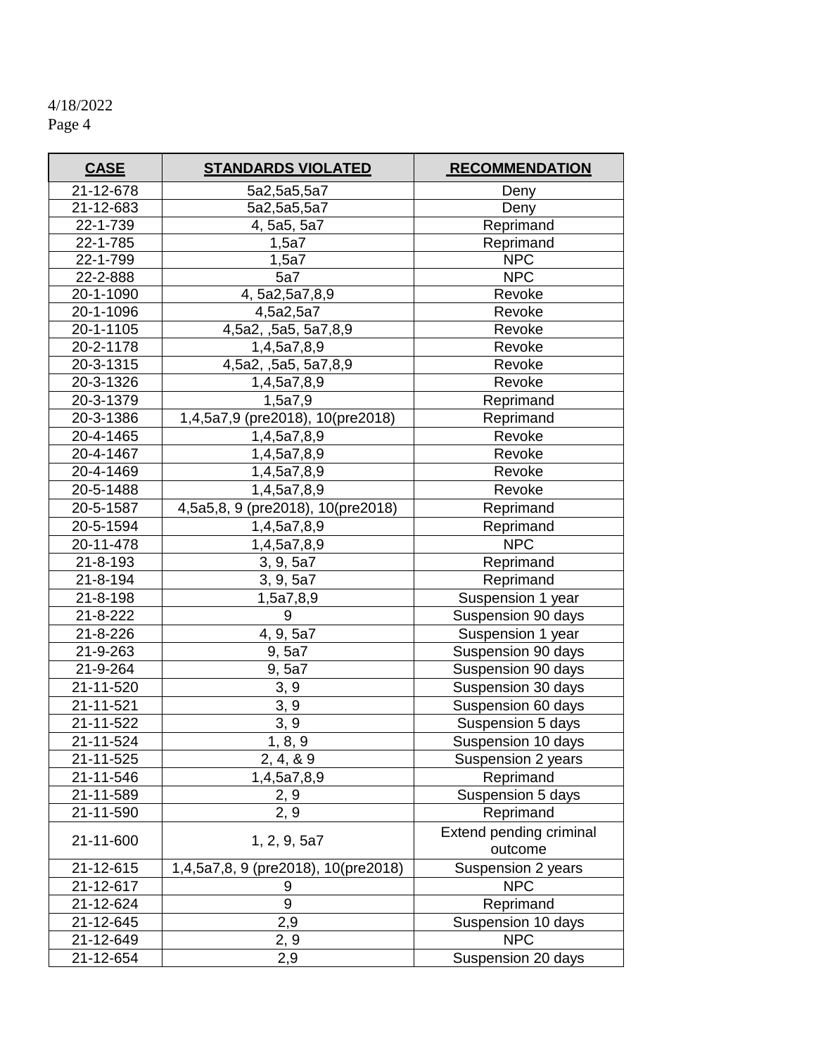4/18/2022

| CASE | STANDARDS VIOLATED | RECOMMENDATION |
|---|---|---|
| 21-12-678 | 5a2,5a5,5a7 | Deny |
| 21-12-683 | 5a2,5a5,5a7 | Deny |
| 22-1-739 | 4, 5a5, 5a7 | Reprimand |
| 22-1-785 | 1,5a7 | Reprimand |
| 22-1-799 | 1,5a7 | NPC |
| 22-2-888 | 5a7 | NPC |
| 20-1-1090 | 4, 5a2,5a7,8,9 | Revoke |
| 20-1-1096 | 4,5a2,5a7 | Revoke |
| 20-1-1105 | 4,5a2, ,5a5, 5a7,8,9 | Revoke |
| 20-2-1178 | 1,4,5a7,8,9 | Revoke |
| 20-3-1315 | 4,5a2, ,5a5, 5a7,8,9 | Revoke |
| 20-3-1326 | 1,4,5a7,8,9 | Revoke |
| 20-3-1379 | 1,5a7,9 | Reprimand |
| 20-3-1386 | 1,4,5a7,9 (pre2018), 10(pre2018) | Reprimand |
| 20-4-1465 | 1,4,5a7,8,9 | Revoke |
| 20-4-1467 | 1,4,5a7,8,9 | Revoke |
| 20-4-1469 | 1,4,5a7,8,9 | Revoke |
| 20-5-1488 | 1,4,5a7,8,9 | Revoke |
| 20-5-1587 | 4,5a5,8, 9 (pre2018), 10(pre2018) | Reprimand |
| 20-5-1594 | 1,4,5a7,8,9 | Reprimand |
| 20-11-478 | 1,4,5a7,8,9 | NPC |
| 21-8-193 | 3, 9, 5a7 | Reprimand |
| 21-8-194 | 3, 9, 5a7 | Reprimand |
| 21-8-198 | 1,5a7,8,9 | Suspension 1 year |
| 21-8-222 | 9 | Suspension 90 days |
| 21-8-226 | 4, 9, 5a7 | Suspension 1 year |
| 21-9-263 | 9, 5a7 | Suspension 90 days |
| 21-9-264 | 9, 5a7 | Suspension 90 days |
| 21-11-520 | 3, 9 | Suspension 30 days |
| 21-11-521 | 3, 9 | Suspension 60 days |
| 21-11-522 | 3, 9 | Suspension 5 days |
| 21-11-524 | 1, 8, 9 | Suspension 10 days |
| 21-11-525 | 2, 4, & 9 | Suspension 2 years |
| 21-11-546 | 1,4,5a7,8,9 | Reprimand |
| 21-11-589 | 2, 9 | Suspension 5 days |
| 21-11-590 | 2, 9 | Reprimand |
| 21-11-600 | 1, 2, 9, 5a7 | Extend pending criminal outcome |
| 21-12-615 | 1,4,5a7,8, 9 (pre2018), 10(pre2018) | Suspension 2 years |
| 21-12-617 | 9 | NPC |
| 21-12-624 | 9 | Reprimand |
| 21-12-645 | 2,9 | Suspension 10 days |
| 21-12-649 | 2, 9 | NPC |
| 21-12-654 | 2,9 | Suspension 20 days |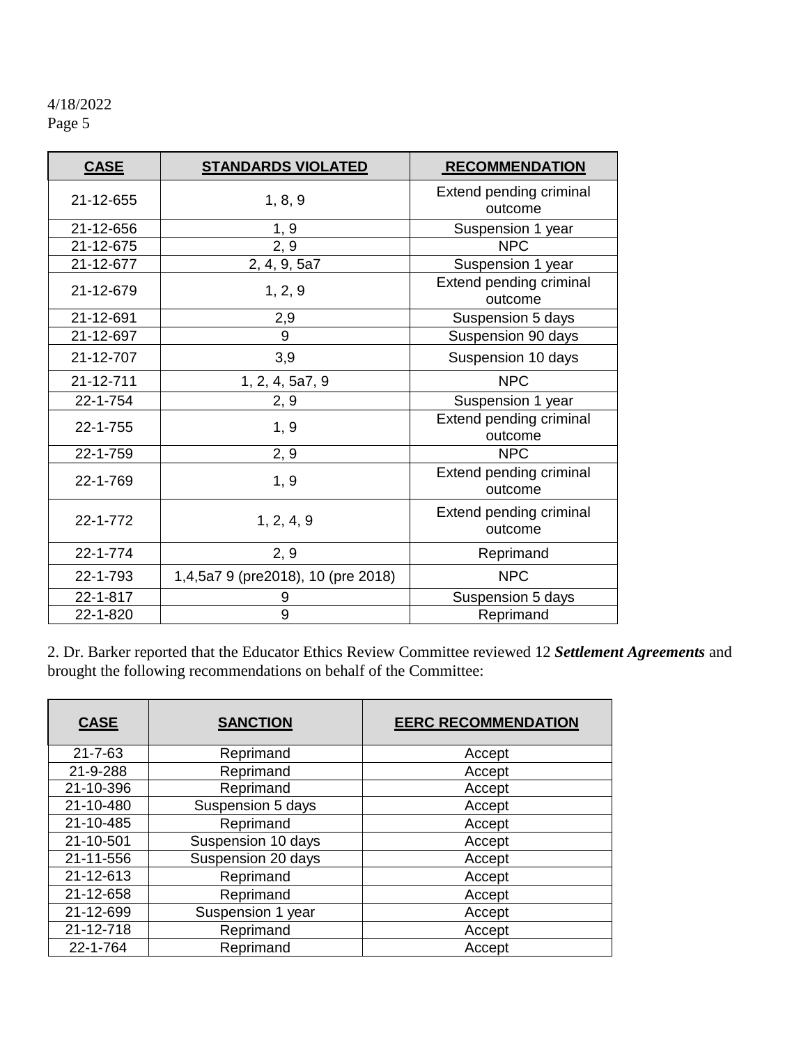| CASE | STANDARDS VIOLATED | RECOMMENDATION |
|---|---|---|
| 21-12-655 | 1, 8, 9 | Extend pending criminal outcome |
| 21-12-656 | 1, 9 | Suspension 1 year |
| 21-12-675 | 2, 9 | NPC |
| 21-12-677 | 2, 4, 9, 5a7 | Suspension 1 year |
| 21-12-679 | 1, 2, 9 | Extend pending criminal outcome |
| 21-12-691 | 2,9 | Suspension 5 days |
| 21-12-697 | 9 | Suspension 90 days |
| 21-12-707 | 3,9 | Suspension 10 days |
| 21-12-711 | 1, 2, 4, 5a7, 9 | NPC |
| 22-1-754 | 2, 9 | Suspension 1 year |
| 22-1-755 | 1, 9 | Extend pending criminal outcome |
| 22-1-759 | 2, 9 | NPC |
| 22-1-769 | 1, 9 | Extend pending criminal outcome |
| 22-1-772 | 1, 2, 4, 9 | Extend pending criminal outcome |
| 22-1-774 | 2, 9 | Reprimand |
| 22-1-793 | 1,4,5a7 9 (pre2018), 10 (pre 2018) | NPC |
| 22-1-817 | 9 | Suspension 5 days |
| 22-1-820 | 9 | Reprimand |

2. Dr. Barker reported that the Educator Ethics Review Committee reviewed 12 ***Settlement Agreements*** and brought the following recommendations on behalf of the Committee:

| CASE | SANCTION | EERC RECOMMENDATION |
|---|---|---|
| 21-7-63 | Reprimand | Accept |
| 21-9-288 | Reprimand | Accept |
| 21-10-396 | Reprimand | Accept |
| 21-10-480 | Suspension 5 days | Accept |
| 21-10-485 | Reprimand | Accept |
| 21-10-501 | Suspension 10 days | Accept |
| 21-11-556 | Suspension 20 days | Accept |
| 21-12-613 | Reprimand | Accept |
| 21-12-658 | Reprimand | Accept |
| 21-12-699 | Suspension 1 year | Accept |
| 21-12-718 | Reprimand | Accept |
| 22-1-764 | Reprimand | Accept |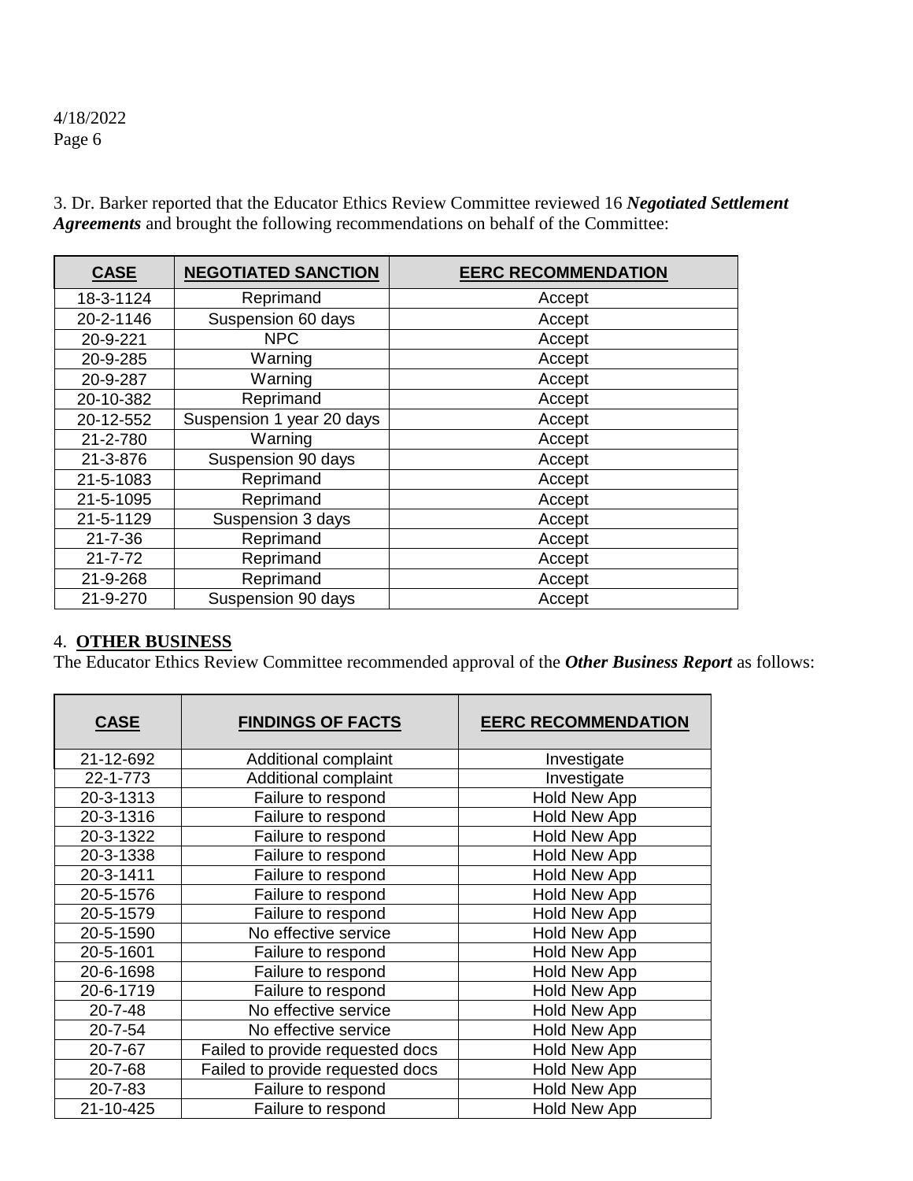3. Dr. Barker reported that the Educator Ethics Review Committee reviewed 16 ***Negotiated Settlement Agreements*** and brought the following recommendations on behalf of the Committee:

| CASE | NEGOTIATED SANCTION | EERC RECOMMENDATION |
|---|---|---|
| 18-3-1124 | Reprimand | Accept |
| 20-2-1146 | Suspension 60 days | Accept |
| 20-9-221 | NPC | Accept |
| 20-9-285 | Warning | Accept |
| 20-9-287 | Warning | Accept |
| 20-10-382 | Reprimand | Accept |
| 20-12-552 | Suspension 1 year 20 days | Accept |
| 21-2-780 | Warning | Accept |
| 21-3-876 | Suspension 90 days | Accept |
| 21-5-1083 | Reprimand | Accept |
| 21-5-1095 | Reprimand | Accept |
| 21-5-1129 | Suspension 3 days | Accept |
| 21-7-36 | Reprimand | Accept |
| 21-7-72 | Reprimand | Accept |
| 21-9-268 | Reprimand | Accept |
| 21-9-270 | Suspension 90 days | Accept |

4. **OTHER BUSINESS**

The Educator Ethics Review Committee recommended approval of the ***Other Business Report*** as follows:

| CASE | FINDINGS OF FACTS | EERC RECOMMENDATION |
|---|---|---|
| 21-12-692 | Additional complaint | Investigate |
| 22-1-773 | Additional complaint | Investigate |
| 20-3-1313 | Failure to respond | Hold New App |
| 20-3-1316 | Failure to respond | Hold New App |
| 20-3-1322 | Failure to respond | Hold New App |
| 20-3-1338 | Failure to respond | Hold New App |
| 20-3-1411 | Failure to respond | Hold New App |
| 20-5-1576 | Failure to respond | Hold New App |
| 20-5-1579 | Failure to respond | Hold New App |
| 20-5-1590 | No effective service | Hold New App |
| 20-5-1601 | Failure to respond | Hold New App |
| 20-6-1698 | Failure to respond | Hold New App |
| 20-6-1719 | Failure to respond | Hold New App |
| 20-7-48 | No effective service | Hold New App |
| 20-7-54 | No effective service | Hold New App |
| 20-7-67 | Failed to provide requested docs | Hold New App |
| 20-7-68 | Failed to provide requested docs | Hold New App |
| 20-7-83 | Failure to respond | Hold New App |
| 21-10-425 | Failure to respond | Hold New App |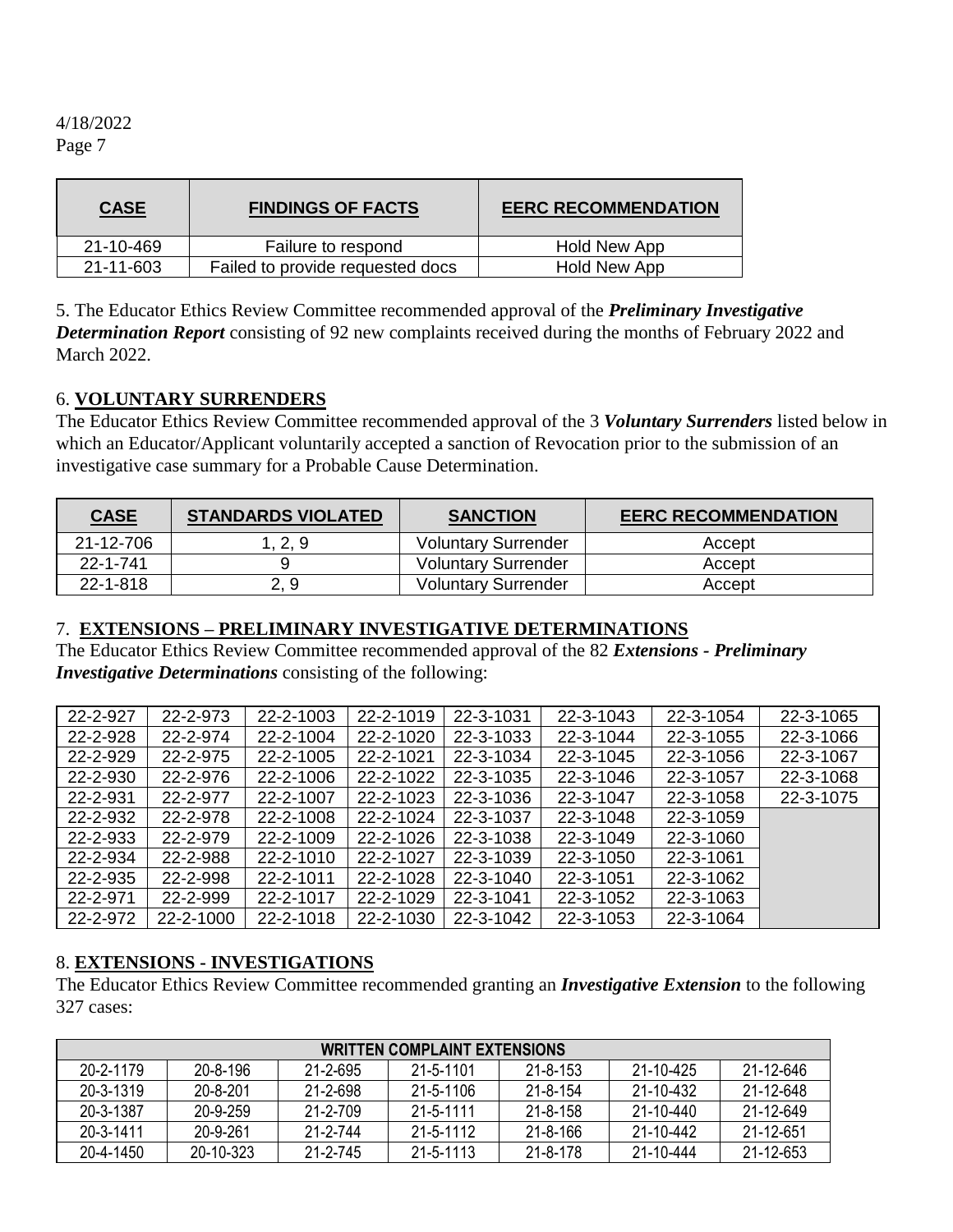| CASE | FINDINGS OF FACTS | EERC RECOMMENDATION |
|---|---|---|
| 21-10-469 | Failure to respond | Hold New App |
| 21-11-603 | Failed to provide requested docs | Hold New App |

5. The Educator Ethics Review Committee recommended approval of the ***Preliminary Investigative Determination Report*** consisting of 92 new complaints received during the months of February 2022 and March 2022.

6. **VOLUNTARY SURRENDERS**

The Educator Ethics Review Committee recommended approval of the 3 ***Voluntary Surrenders*** listed below in which an Educator/Applicant voluntarily accepted a sanction of Revocation prior to the submission of an investigative case summary for a Probable Cause Determination.

| CASE | STANDARDS VIOLATED | SANCTION | EERC RECOMMENDATION |
|---|---|---|---|
| 21-12-706 | 1, 2, 9 | Voluntary Surrender | Accept |
| 22-1-741 | 9 | Voluntary Surrender | Accept |
| 22-1-818 | 2, 9 | Voluntary Surrender | Accept |

7. **EXTENSIONS – PRELIMINARY INVESTIGATIVE DETERMINATIONS**

The Educator Ethics Review Committee recommended approval of the 82 ***Extensions - Preliminary Investigative Determinations*** consisting of the following:

| | | | | | | | |
|---|---|---|---|---|---|---|---|
| 22-2-927 | 22-2-973 | 22-2-1003 | 22-2-1019 | 22-3-1031 | 22-3-1043 | 22-3-1054 | 22-3-1065 |
| 22-2-928 | 22-2-974 | 22-2-1004 | 22-2-1020 | 22-3-1033 | 22-3-1044 | 22-3-1055 | 22-3-1066 |
| 22-2-929 | 22-2-975 | 22-2-1005 | 22-2-1021 | 22-3-1034 | 22-3-1045 | 22-3-1056 | 22-3-1067 |
| 22-2-930 | 22-2-976 | 22-2-1006 | 22-2-1022 | 22-3-1035 | 22-3-1046 | 22-3-1057 | 22-3-1068 |
| 22-2-931 | 22-2-977 | 22-2-1007 | 22-2-1023 | 22-3-1036 | 22-3-1047 | 22-3-1058 | 22-3-1075 |
| 22-2-932 | 22-2-978 | 22-2-1008 | 22-2-1024 | 22-3-1037 | 22-3-1048 | 22-3-1059 | |
| 22-2-933 | 22-2-979 | 22-2-1009 | 22-2-1026 | 22-3-1038 | 22-3-1049 | 22-3-1060 | |
| 22-2-934 | 22-2-988 | 22-2-1010 | 22-2-1027 | 22-3-1039 | 22-3-1050 | 22-3-1061 | |
| 22-2-935 | 22-2-998 | 22-2-1011 | 22-2-1028 | 22-3-1040 | 22-3-1051 | 22-3-1062 | |
| 22-2-971 | 22-2-999 | 22-2-1017 | 22-2-1029 | 22-3-1041 | 22-3-1052 | 22-3-1063 | |
| 22-2-972 | 22-2-1000 | 22-2-1018 | 22-2-1030 | 22-3-1042 | 22-3-1053 | 22-3-1064 | |

8. **EXTENSIONS - INVESTIGATIONS**

The Educator Ethics Review Committee recommended granting an ***Investigative Extension*** to the following 327 cases:

| WRITTEN COMPLAINT EXTENSIONS | | | | | | |
|---|---|---|---|---|---|---|
| 20-2-1179 | 20-8-196 | 21-2-695 | 21-5-1101 | 21-8-153 | 21-10-425 | 21-12-646 |
| 20-3-1319 | 20-8-201 | 21-2-698 | 21-5-1106 | 21-8-154 | 21-10-432 | 21-12-648 |
| 20-3-1387 | 20-9-259 | 21-2-709 | 21-5-1111 | 21-8-158 | 21-10-440 | 21-12-649 |
| 20-3-1411 | 20-9-261 | 21-2-744 | 21-5-1112 | 21-8-166 | 21-10-442 | 21-12-651 |
| 20-4-1450 | 20-10-323 | 21-2-745 | 21-5-1113 | 21-8-178 | 21-10-444 | 21-12-653 |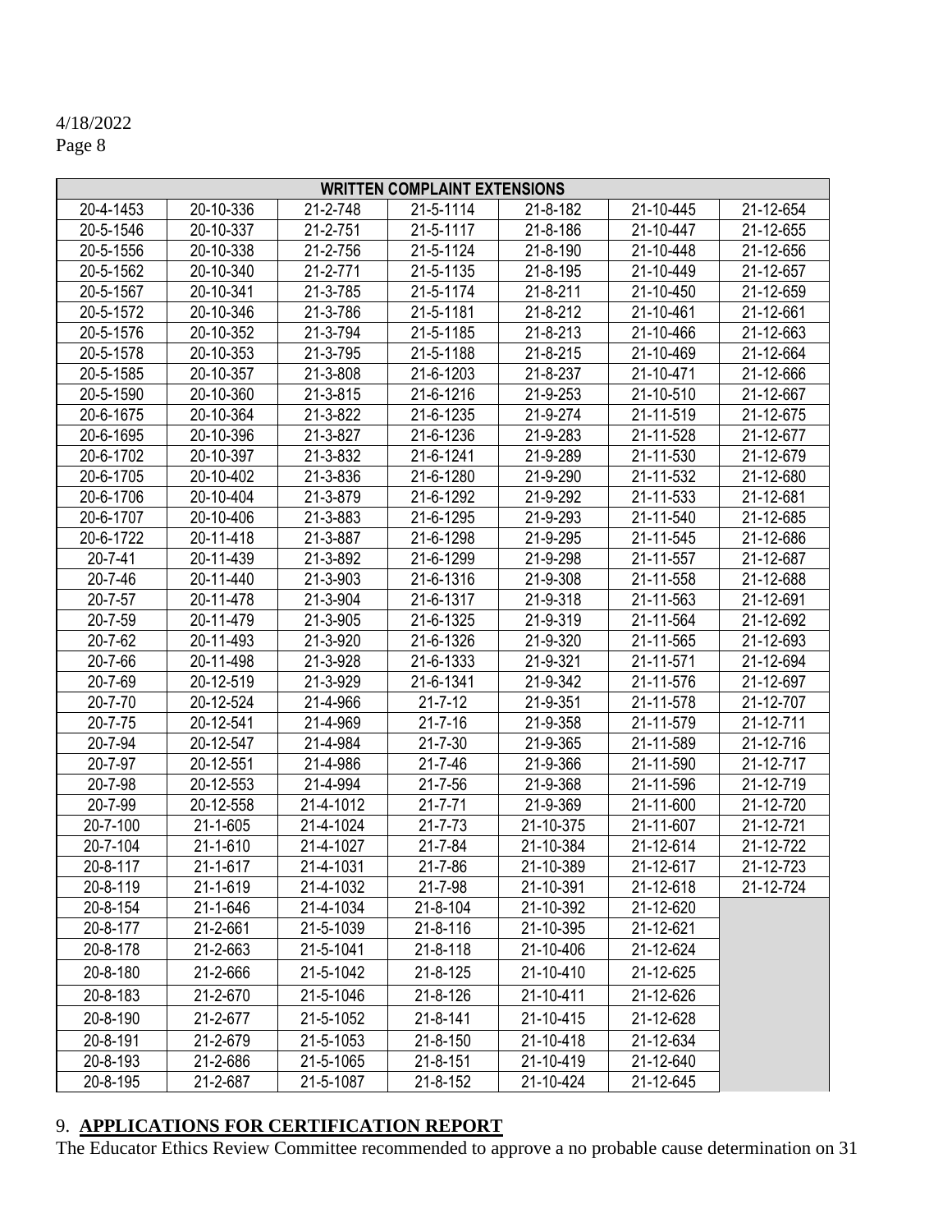4/18/2022

| WRITTEN COMPLAINT EXTENSIONS | | | | | | |
|---|---|---|---|---|---|---|
| 20-4-1453 | 20-10-336 | 21-2-748 | 21-5-1114 | 21-8-182 | 21-10-445 | 21-12-654 |
| 20-5-1546 | 20-10-337 | 21-2-751 | 21-5-1117 | 21-8-186 | 21-10-447 | 21-12-655 |
| 20-5-1556 | 20-10-338 | 21-2-756 | 21-5-1124 | 21-8-190 | 21-10-448 | 21-12-656 |
| 20-5-1562 | 20-10-340 | 21-2-771 | 21-5-1135 | 21-8-195 | 21-10-449 | 21-12-657 |
| 20-5-1567 | 20-10-341 | 21-3-785 | 21-5-1174 | 21-8-211 | 21-10-450 | 21-12-659 |
| 20-5-1572 | 20-10-346 | 21-3-786 | 21-5-1181 | 21-8-212 | 21-10-461 | 21-12-661 |
| 20-5-1576 | 20-10-352 | 21-3-794 | 21-5-1185 | 21-8-213 | 21-10-466 | 21-12-663 |
| 20-5-1578 | 20-10-353 | 21-3-795 | 21-5-1188 | 21-8-215 | 21-10-469 | 21-12-664 |
| 20-5-1585 | 20-10-357 | 21-3-808 | 21-6-1203 | 21-8-237 | 21-10-471 | 21-12-666 |
| 20-5-1590 | 20-10-360 | 21-3-815 | 21-6-1216 | 21-9-253 | 21-10-510 | 21-12-667 |
| 20-6-1675 | 20-10-364 | 21-3-822 | 21-6-1235 | 21-9-274 | 21-11-519 | 21-12-675 |
| 20-6-1695 | 20-10-396 | 21-3-827 | 21-6-1236 | 21-9-283 | 21-11-528 | 21-12-677 |
| 20-6-1702 | 20-10-397 | 21-3-832 | 21-6-1241 | 21-9-289 | 21-11-530 | 21-12-679 |
| 20-6-1705 | 20-10-402 | 21-3-836 | 21-6-1280 | 21-9-290 | 21-11-532 | 21-12-680 |
| 20-6-1706 | 20-10-404 | 21-3-879 | 21-6-1292 | 21-9-292 | 21-11-533 | 21-12-681 |
| 20-6-1707 | 20-10-406 | 21-3-883 | 21-6-1295 | 21-9-293 | 21-11-540 | 21-12-685 |
| 20-6-1722 | 20-11-418 | 21-3-887 | 21-6-1298 | 21-9-295 | 21-11-545 | 21-12-686 |
| 20-7-41 | 20-11-439 | 21-3-892 | 21-6-1299 | 21-9-298 | 21-11-557 | 21-12-687 |
| 20-7-46 | 20-11-440 | 21-3-903 | 21-6-1316 | 21-9-308 | 21-11-558 | 21-12-688 |
| 20-7-57 | 20-11-478 | 21-3-904 | 21-6-1317 | 21-9-318 | 21-11-563 | 21-12-691 |
| 20-7-59 | 20-11-479 | 21-3-905 | 21-6-1325 | 21-9-319 | 21-11-564 | 21-12-692 |
| 20-7-62 | 20-11-493 | 21-3-920 | 21-6-1326 | 21-9-320 | 21-11-565 | 21-12-693 |
| 20-7-66 | 20-11-498 | 21-3-928 | 21-6-1333 | 21-9-321 | 21-11-571 | 21-12-694 |
| 20-7-69 | 20-12-519 | 21-3-929 | 21-6-1341 | 21-9-342 | 21-11-576 | 21-12-697 |
| 20-7-70 | 20-12-524 | 21-4-966 | 21-7-12 | 21-9-351 | 21-11-578 | 21-12-707 |
| 20-7-75 | 20-12-541 | 21-4-969 | 21-7-16 | 21-9-358 | 21-11-579 | 21-12-711 |
| 20-7-94 | 20-12-547 | 21-4-984 | 21-7-30 | 21-9-365 | 21-11-589 | 21-12-716 |
| 20-7-97 | 20-12-551 | 21-4-986 | 21-7-46 | 21-9-366 | 21-11-590 | 21-12-717 |
| 20-7-98 | 20-12-553 | 21-4-994 | 21-7-56 | 21-9-368 | 21-11-596 | 21-12-719 |
| 20-7-99 | 20-12-558 | 21-4-1012 | 21-7-71 | 21-9-369 | 21-11-600 | 21-12-720 |
| 20-7-100 | 21-1-605 | 21-4-1024 | 21-7-73 | 21-10-375 | 21-11-607 | 21-12-721 |
| 20-7-104 | 21-1-610 | 21-4-1027 | 21-7-84 | 21-10-384 | 21-12-614 | 21-12-722 |
| 20-8-117 | 21-1-617 | 21-4-1031 | 21-7-86 | 21-10-389 | 21-12-617 | 21-12-723 |
| 20-8-119 | 21-1-619 | 21-4-1032 | 21-7-98 | 21-10-391 | 21-12-618 | 21-12-724 |
| 20-8-154 | 21-1-646 | 21-4-1034 | 21-8-104 | 21-10-392 | 21-12-620 | |
| 20-8-177 | 21-2-661 | 21-5-1039 | 21-8-116 | 21-10-395 | 21-12-621 | |
| 20-8-178 | 21-2-663 | 21-5-1041 | 21-8-118 | 21-10-406 | 21-12-624 | |
| 20-8-180 | 21-2-666 | 21-5-1042 | 21-8-125 | 21-10-410 | 21-12-625 | |
| 20-8-183 | 21-2-670 | 21-5-1046 | 21-8-126 | 21-10-411 | 21-12-626 | |
| 20-8-190 | 21-2-677 | 21-5-1052 | 21-8-141 | 21-10-415 | 21-12-628 | |
| 20-8-191 | 21-2-679 | 21-5-1053 | 21-8-150 | 21-10-418 | 21-12-634 | |
| 20-8-193 | 21-2-686 | 21-5-1065 | 21-8-151 | 21-10-419 | 21-12-640 | |
| 20-8-195 | 21-2-687 | 21-5-1087 | 21-8-152 | 21-10-424 | 21-12-645 | |

9. **APPLICATIONS FOR CERTIFICATION REPORT**

The Educator Ethics Review Committee recommended to approve a no probable cause determination on 31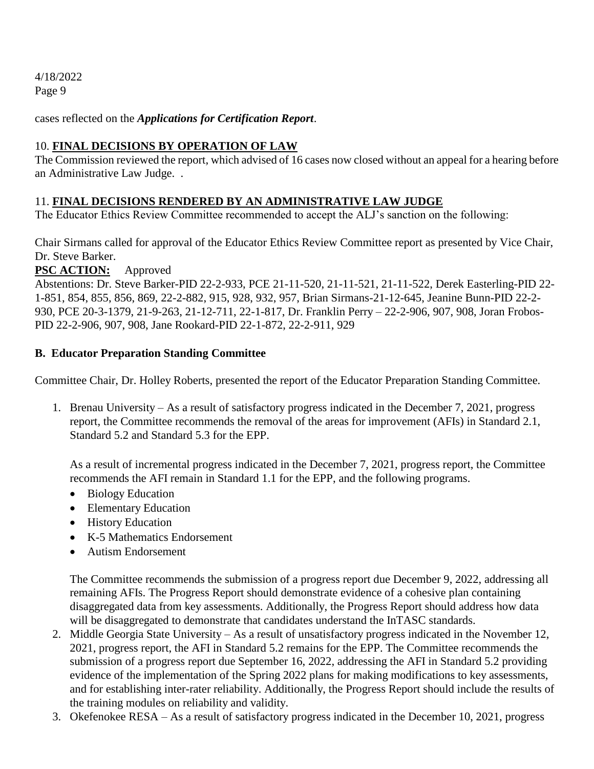cases reflected on the ***Applications for Certification Report***.

10. **FINAL DECISIONS BY OPERATION OF LAW**

The Commission reviewed the report, which advised of 16 cases now closed without an appeal for a hearing before an Administrative Law Judge. .

11. **FINAL DECISIONS RENDERED BY AN ADMINISTRATIVE LAW JUDGE**

The Educator Ethics Review Committee recommended to accept the ALJ's sanction on the following:

Chair Sirmans called for approval of the Educator Ethics Review Committee report as presented by Vice Chair, Dr. Steve Barker.

**PSC ACTION:** Approved

Abstentions: Dr. Steve Barker-PID 22-2-933, PCE 21-11-520, 21-11-521, 21-11-522, Derek Easterling-PID 22-1-851, 854, 855, 856, 869, 22-2-882, 915, 928, 932, 957, Brian Sirmans-21-12-645, Jeanine Bunn-PID 22-2-930, PCE 20-3-1379, 21-9-263, 21-12-711, 22-1-817, Dr. Franklin Perry – 22-2-906, 907, 908, Joran Frobos-PID 22-2-906, 907, 908, Jane Rookard-PID 22-1-872, 22-2-911, 929

**B. Educator Preparation Standing Committee**

Committee Chair, Dr. Holley Roberts, presented the report of the Educator Preparation Standing Committee.

1. Brenau University – As a result of satisfactory progress indicated in the December 7, 2021, progress report, the Committee recommends the removal of the areas for improvement (AFIs) in Standard 2.1, Standard 5.2 and Standard 5.3 for the EPP.

   As a result of incremental progress indicated in the December 7, 2021, progress report, the Committee recommends the AFI remain in Standard 1.1 for the EPP, and the following programs.

   - Biology Education
   - Elementary Education
   - History Education
   - K-5 Mathematics Endorsement
   - Autism Endorsement

   The Committee recommends the submission of a progress report due December 9, 2022, addressing all remaining AFIs. The Progress Report should demonstrate evidence of a cohesive plan containing disaggregated data from key assessments. Additionally, the Progress Report should address how data will be disaggregated to demonstrate that candidates understand the InTASC standards.
2. Middle Georgia State University – As a result of unsatisfactory progress indicated in the November 12, 2021, progress report, the AFI in Standard 5.2 remains for the EPP. The Committee recommends the submission of a progress report due September 16, 2022, addressing the AFI in Standard 5.2 providing evidence of the implementation of the Spring 2022 plans for making modifications to key assessments, and for establishing inter-rater reliability. Additionally, the Progress Report should include the results of the training modules on reliability and validity.
3. Okefenokee RESA – As a result of satisfactory progress indicated in the December 10, 2021, progress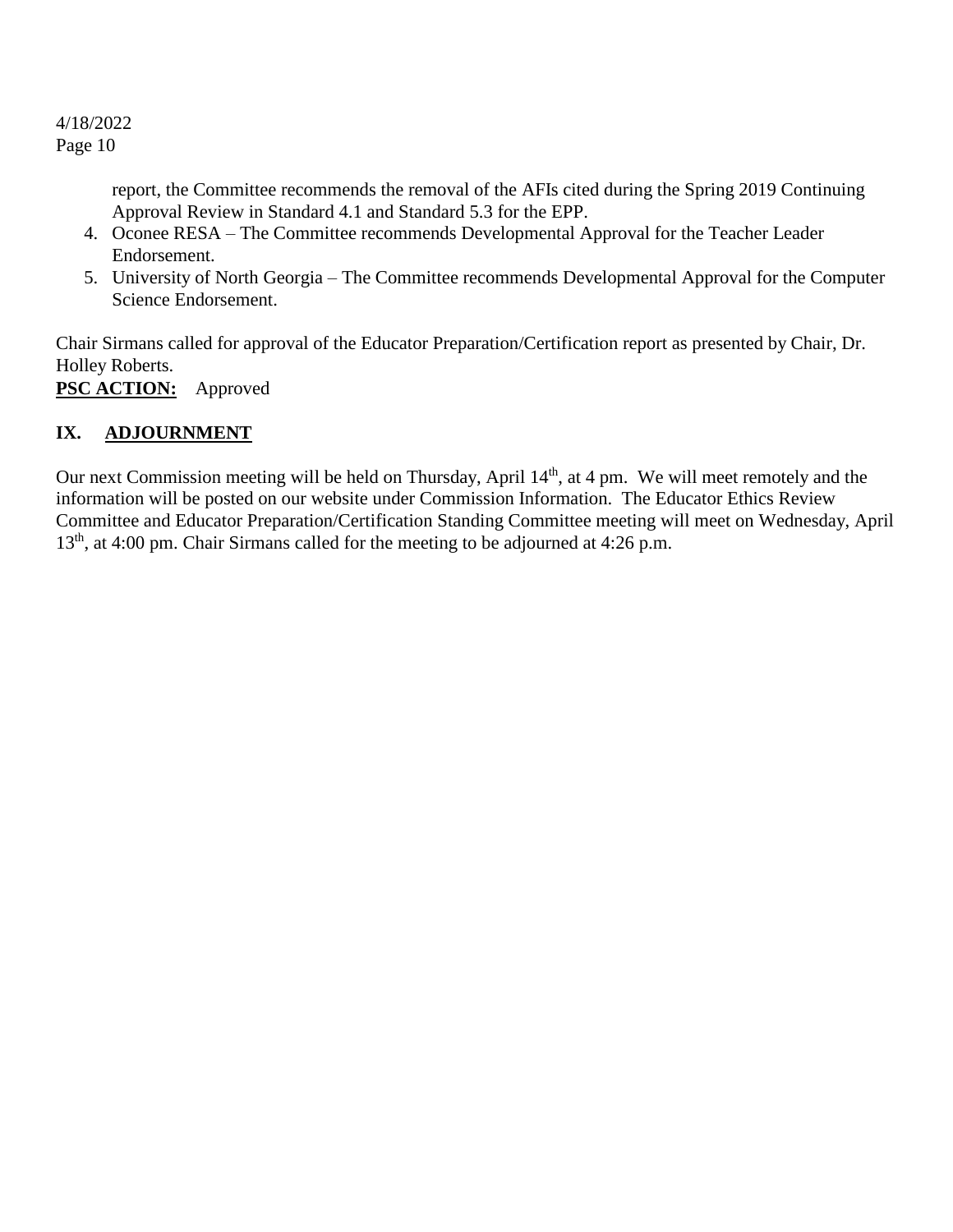report, the Committee recommends the removal of the AFIs cited during the Spring 2019 Continuing Approval Review in Standard 4.1 and Standard 5.3 for the EPP.

4. Oconee RESA – The Committee recommends Developmental Approval for the Teacher Leader Endorsement.
5. University of North Georgia – The Committee recommends Developmental Approval for the Computer Science Endorsement.

Chair Sirmans called for approval of the Educator Preparation/Certification report as presented by Chair, Dr. Holley Roberts.

**PSC ACTION:** Approved

## IX. ADJOURNMENT

Our next Commission meeting will be held on Thursday, April 14th, at 4 pm. We will meet remotely and the information will be posted on our website under Commission Information. The Educator Ethics Review Committee and Educator Preparation/Certification Standing Committee meeting will meet on Wednesday, April 13th, at 4:00 pm. Chair Sirmans called for the meeting to be adjourned at 4:26 p.m.